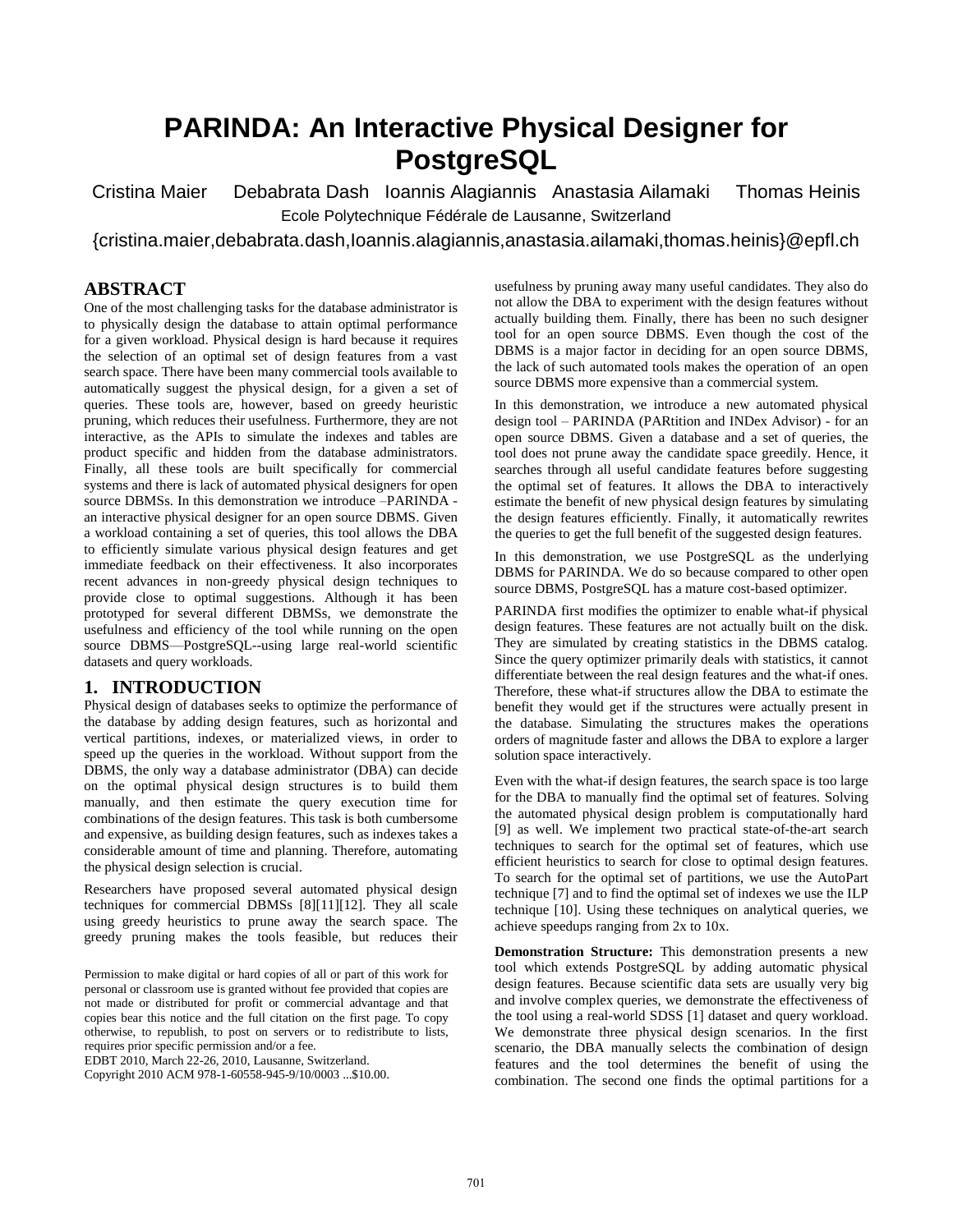# PARINDA: An Interactive Physical Designer for PostgreSQL

Cristina Maier   Debabrata Dash   Ioannis Alagiannis   Anastasia Ailamaki   Thomas Heinis

Ecole Polytechnique Fédérale de Lausanne, Switzerland

{cristina.maier,debabrata.dash,Ioannis.alagiannis,anastasia.ailamaki,thomas.heinis}@epfl.ch

## ABSTRACT

One of the most challenging tasks for the database administrator is to physically design the database to attain optimal performance for a given workload. Physical design is hard because it requires the selection of an optimal set of design features from a vast search space. There have been many commercial tools available to automatically suggest the physical design, for a given a set of queries. These tools are, however, based on greedy heuristic pruning, which reduces their usefulness. Furthermore, they are not interactive, as the APIs to simulate the indexes and tables are product specific and hidden from the database administrators. Finally, all these tools are built specifically for commercial systems and there is lack of automated physical designers for open source DBMSs. In this demonstration we introduce –PARINDA - an interactive physical designer for an open source DBMS. Given a workload containing a set of queries, this tool allows the DBA to efficiently simulate various physical design features and get immediate feedback on their effectiveness. It also incorporates recent advances in non-greedy physical design techniques to provide close to optimal suggestions. Although it has been prototyped for several different DBMSs, we demonstrate the usefulness and efficiency of the tool while running on the open source DBMS—PostgreSQL--using large real-world scientific datasets and query workloads.

## 1. INTRODUCTION

Physical design of databases seeks to optimize the performance of the database by adding design features, such as horizontal and vertical partitions, indexes, or materialized views, in order to speed up the queries in the workload. Without support from the DBMS, the only way a database administrator (DBA) can decide on the optimal physical design structures is to build them manually, and then estimate the query execution time for combinations of the design features. This task is both cumbersome and expensive, as building design features, such as indexes takes a considerable amount of time and planning. Therefore, automating the physical design selection is crucial.

Researchers have proposed several automated physical design techniques for commercial DBMSs [8][11][12]. They all scale using greedy heuristics to prune away the search space. The greedy pruning makes the tools feasible, but reduces their usefulness by pruning away many useful candidates. They also do not allow the DBA to experiment with the design features without actually building them. Finally, there has been no such designer tool for an open source DBMS. Even though the cost of the DBMS is a major factor in deciding for an open source DBMS, the lack of such automated tools makes the operation of an open source DBMS more expensive than a commercial system.

In this demonstration, we introduce a new automated physical design tool – PARINDA (PARtition and INDex Advisor) - for an open source DBMS. Given a database and a set of queries, the tool does not prune away the candidate space greedily. Hence, it searches through all useful candidate features before suggesting the optimal set of features. It allows the DBA to interactively estimate the benefit of new physical design features by simulating the design features efficiently. Finally, it automatically rewrites the queries to get the full benefit of the suggested design features.

In this demonstration, we use PostgreSQL as the underlying DBMS for PARINDA. We do so because compared to other open source DBMS, PostgreSQL has a mature cost-based optimizer.

PARINDA first modifies the optimizer to enable what-if physical design features. These features are not actually built on the disk. They are simulated by creating statistics in the DBMS catalog. Since the query optimizer primarily deals with statistics, it cannot differentiate between the real design features and the what-if ones. Therefore, these what-if structures allow the DBA to estimate the benefit they would get if the structures were actually present in the database. Simulating the structures makes the operations orders of magnitude faster and allows the DBA to explore a larger solution space interactively.

Even with the what-if design features, the search space is too large for the DBA to manually find the optimal set of features. Solving the automated physical design problem is computationally hard [9] as well. We implement two practical state-of-the-art search techniques to search for the optimal set of features, which use efficient heuristics to search for close to optimal design features. To search for the optimal set of partitions, we use the AutoPart technique [7] and to find the optimal set of indexes we use the ILP technique [10]. Using these techniques on analytical queries, we achieve speedups ranging from 2x to 10x.

**Demonstration Structure:** This demonstration presents a new tool which extends PostgreSQL by adding automatic physical design features. Because scientific data sets are usually very big and involve complex queries, we demonstrate the effectiveness of the tool using a real-world SDSS [1] dataset and query workload. We demonstrate three physical design scenarios. In the first scenario, the DBA manually selects the combination of design features and the tool determines the benefit of using the combination. The second one finds the optimal partitions for a

Permission to make digital or hard copies of all or part of this work for personal or classroom use is granted without fee provided that copies are not made or distributed for profit or commercial advantage and that copies bear this notice and the full citation on the first page. To copy otherwise, to republish, to post on servers or to redistribute to lists, requires prior specific permission and/or a fee.

EDBT 2010, March 22-26, 2010, Lausanne, Switzerland.

Copyright 2010 ACM 978-1-60558-945-9/10/0003 ...$10.00.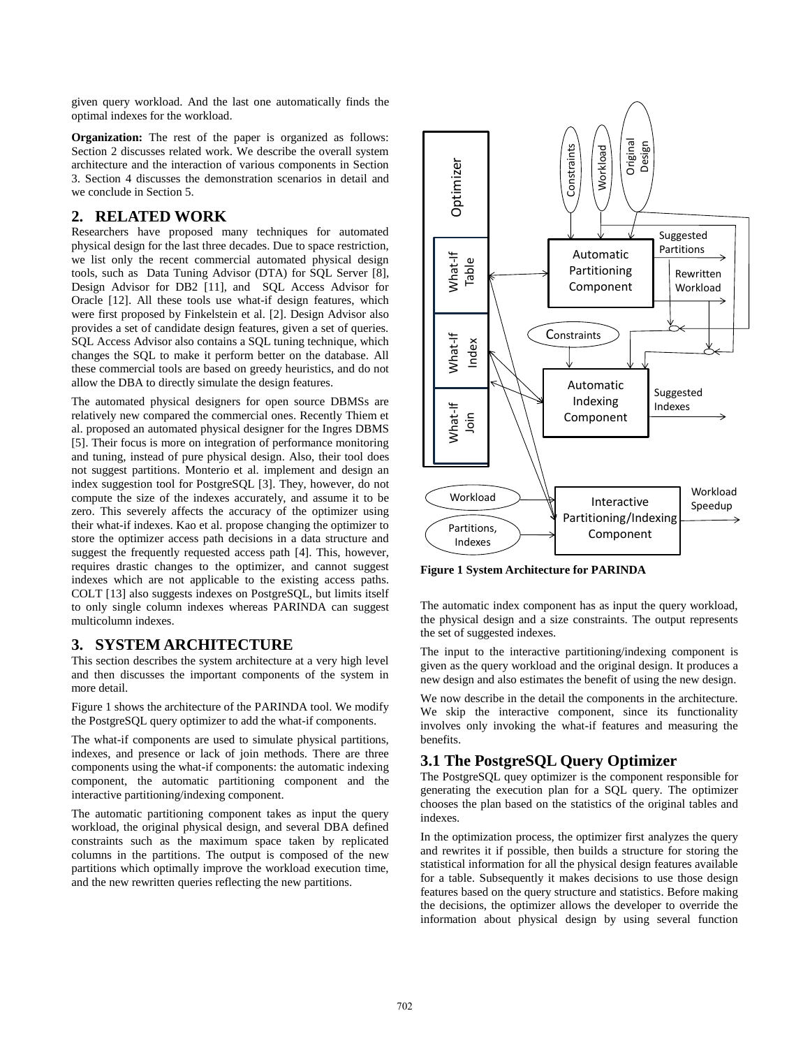given query workload. And the last one automatically finds the optimal indexes for the workload.

**Organization:** The rest of the paper is organized as follows: Section 2 discusses related work. We describe the overall system architecture and the interaction of various components in Section 3. Section 4 discusses the demonstration scenarios in detail and we conclude in Section 5.

## 2. RELATED WORK

Researchers have proposed many techniques for automated physical design for the last three decades. Due to space restriction, we list only the recent commercial automated physical design tools, such as Data Tuning Advisor (DTA) for SQL Server [8], Design Advisor for DB2 [11], and SQL Access Advisor for Oracle [12]. All these tools use what-if design features, which were first proposed by Finkelstein et al. [2]. Design Advisor also provides a set of candidate design features, given a set of queries. SQL Access Advisor also contains a SQL tuning technique, which changes the SQL to make it perform better on the database. All these commercial tools are based on greedy heuristics, and do not allow the DBA to directly simulate the design features.

The automated physical designers for open source DBMSs are relatively new compared the commercial ones. Recently Thiem et al. proposed an automated physical designer for the Ingres DBMS [5]. Their focus is more on integration of performance monitoring and tuning, instead of pure physical design. Also, their tool does not suggest partitions. Monterio et al. implement and design an index suggestion tool for PostgreSQL [3]. They, however, do not compute the size of the indexes accurately, and assume it to be zero. This severely affects the accuracy of the optimizer using their what-if indexes. Kao et al. propose changing the optimizer to store the optimizer access path decisions in a data structure and suggest the frequently requested access path [4]. This, however, requires drastic changes to the optimizer, and cannot suggest indexes which are not applicable to the existing access paths. COLT [13] also suggests indexes on PostgreSQL, but limits itself to only single column indexes whereas PARINDA can suggest multicolumn indexes.

## 3. SYSTEM ARCHITECTURE

This section describes the system architecture at a very high level and then discusses the important components of the system in more detail.

Figure 1 shows the architecture of the PARINDA tool. We modify the PostgreSQL query optimizer to add the what-if components.

The what-if components are used to simulate physical partitions, indexes, and presence or lack of join methods. There are three components using the what-if components: the automatic indexing component, the automatic partitioning component and the interactive partitioning/indexing component.

The automatic partitioning component takes as input the query workload, the original physical design, and several DBA defined constraints such as the maximum space taken by replicated columns in the partitions. The output is composed of the new partitions which optimally improve the workload execution time, and the new rewritten queries reflecting the new partitions.

**Figure 1 System Architecture for PARINDA**

The automatic index component has as input the query workload, the physical design and a size constraints. The output represents the set of suggested indexes.

The input to the interactive partitioning/indexing component is given as the query workload and the original design. It produces a new design and also estimates the benefit of using the new design.

We now describe in the detail the components in the architecture. We skip the interactive component, since its functionality involves only invoking the what-if features and measuring the benefits.

### 3.1 The PostgreSQL Query Optimizer

The PostgreSQL quey optimizer is the component responsible for generating the execution plan for a SQL query. The optimizer chooses the plan based on the statistics of the original tables and indexes.

In the optimization process, the optimizer first analyzes the query and rewrites it if possible, then builds a structure for storing the statistical information for all the physical design features available for a table. Subsequently it makes decisions to use those design features based on the query structure and statistics. Before making the decisions, the optimizer allows the developer to override the information about physical design by using several function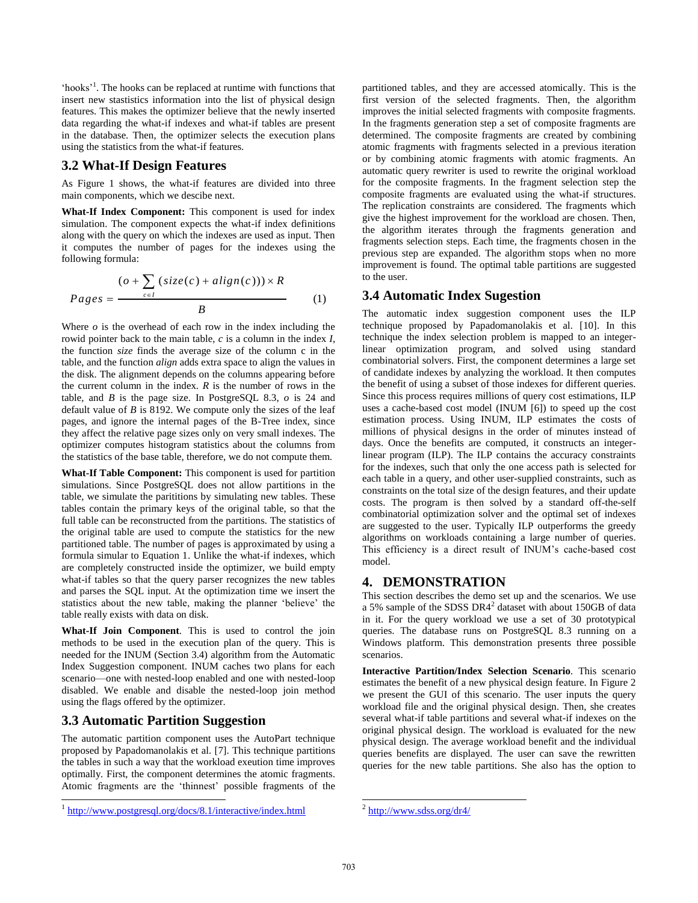'hooks'[1]. The hooks can be replaced at runtime with functions that insert new stastistics information into the list of physical design features. This makes the optimizer believe that the newly inserted data regarding the what-if indexes and what-if tables are present in the database. Then, the optimizer selects the execution plans using the statistics from the what-if features.

## 3.2 What-If Design Features

As Figure 1 shows, the what-if features are divided into three main components, which we descibe next.

**What-If Index Component:** This component is used for index simulation. The component expects the what-if index definitions along with the query on which the indexes are used as input. Then it computes the number of pages for the indexes using the following formula:

$$Pages = \frac{(o + \sum_{c \in I} (size(c) + align(c))) \times R}{B} \qquad (1)$$

Where $o$ is the overhead of each row in the index including the rowid pointer back to the main table, $c$ is a column in the index $I$, the function *size* finds the average size of the column c in the table, and the function *align* adds extra space to align the values in the disk. The alignment depends on the columns appearing before the current column in the index. $R$ is the number of rows in the table, and $B$ is the page size. In PostgreSQL 8.3, $o$ is 24 and default value of $B$ is 8192. We compute only the sizes of the leaf pages, and ignore the internal pages of the B-Tree index, since they affect the relative page sizes only on very small indexes. The optimizer computes histogram statistics about the columns from the statistics of the base table, therefore, we do not compute them.

**What-If Table Component:** This component is used for partition simulations. Since PostgreSQL does not allow partitions in the table, we simulate the parititions by simulating new tables. These tables contain the primary keys of the original table, so that the full table can be reconstructed from the partitions. The statistics of the original table are used to compute the statistics for the new partitioned table. The number of pages is approximated by using a formula simular to Equation 1. Unlike the what-if indexes, which are completely constructed inside the optimizer, we build empty what-if tables so that the query parser recognizes the new tables and parses the SQL input. At the optimization time we insert the statistics about the new table, making the planner 'believe' the table really exists with data on disk.

**What-If Join Component**. This is used to control the join methods to be used in the execution plan of the query. This is needed for the INUM (Section 3.4) algorithm from the Automatic Index Suggestion component. INUM caches two plans for each scenario—one with nested-loop enabled and one with nested-loop disabled. We enable and disable the nested-loop join method using the flags offered by the optimizer.

## 3.3 Automatic Partition Suggestion

The automatic partition component uses the AutoPart technique proposed by Papadomanolakis et al. [7]. This technique partitions the tables in such a way that the workload exeution time improves optimally. First, the component determines the atomic fragments. Atomic fragments are the 'thinnest' possible fragments of the partitioned tables, and they are accessed atomically. This is the first version of the selected fragments. Then, the algorithm improves the initial selected fragments with composite fragments. In the fragments generation step a set of composite fragments are determined. The composite fragments are created by combining atomic fragments with fragments selected in a previous iteration or by combining atomic fragments with atomic fragments. An automatic query rewriter is used to rewrite the original workload for the composite fragments. In the fragment selection step the composite fragments are evaluated using the what-if structures. The replication constraints are considered. The fragments which give the highest improvement for the workload are chosen. Then, the algorithm iterates through the fragments generation and fragments selection steps. Each time, the fragments chosen in the previous step are expanded. The algorithm stops when no more improvement is found. The optimal table partitions are suggested to the user.

## 3.4 Automatic Index Sugestion

The automatic index suggestion component uses the ILP technique proposed by Papadomanolakis et al. [10]. In this technique the index selection problem is mapped to an integer-linear optimization program, and solved using standard combinatorial solvers. First, the component determines a large set of candidate indexes by analyzing the workload. It then computes the benefit of using a subset of those indexes for different queries. Since this process requires millions of query cost estimations, ILP uses a cache-based cost model (INUM [6]) to speed up the cost estimation process. Using INUM, ILP estimates the costs of millions of physical designs in the order of minutes instead of days. Once the benefits are computed, it constructs an integer-linear program (ILP). The ILP contains the accuracy constraints for the indexes, such that only the one access path is selected for each table in a query, and other user-supplied constraints, such as constraints on the total size of the design features, and their update costs. The program is then solved by a standard off-the-self combinatorial optimization solver and the optimal set of indexes are suggested to the user. Typically ILP outperforms the greedy algorithms on workloads containing a large number of queries. This efficiency is a direct result of INUM's cache-based cost model.

# 4. DEMONSTRATION

This section describes the demo set up and the scenarios. We use a 5% sample of the SDSS DR4[2] dataset with about 150GB of data in it. For the query workload we use a set of 30 prototypical queries. The database runs on PostgreSQL 8.3 running on a Windows platform. This demonstration presents three possible scenarios.

**Interactive Partition/Index Selection Scenario**. This scenario estimates the benefit of a new physical design feature. In Figure 2 we present the GUI of this scenario. The user inputs the query workload file and the original physical design. Then, she creates several what-if table partitions and several what-if indexes on the original physical design. The workload is evaluated for the new physical design. The average workload benefit and the individual queries benefits are displayed. The user can save the rewritten queries for the new table partitions. She also has the option to

---

[1] http://www.postgresql.org/docs/8.1/interactive/index.html

[2] http://www.sdss.org/dr4/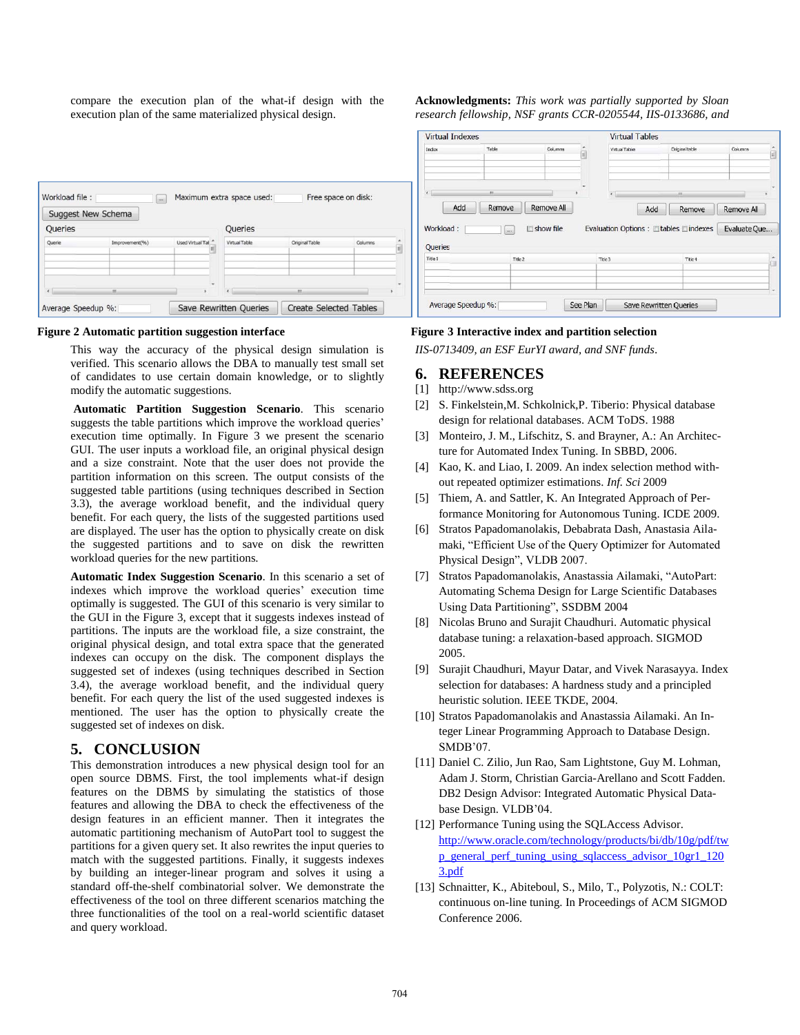compare the execution plan of the what-if design with the execution plan of the same materialized physical design.

Workload file :
Maximum extra space used:
Free space on disk:
Suggest New Schema
Queries
Querie
Improvement(%)
Used Virtual Tal
Queries
Virtual Table
Original Table
Columns
Average Speedup %:
Save Rewritten Queries
Create Selected Tables

**Figure 2 Automatic partition suggestion interface**

This way the accuracy of the physical design simulation is verified. This scenario allows the DBA to manually test small set of candidates to use certain domain knowledge, or to slightly modify the automatic suggestions.

**Automatic Partition Suggestion Scenario**. This scenario suggests the table partitions which improve the workload queries' execution time optimally. In Figure 3 we present the scenario GUI. The user inputs a workload file, an original physical design and a size constraint. Note that the user does not provide the partition information on this screen. The output consists of the suggested table partitions (using techniques described in Section 3.3), the average workload benefit, and the individual query benefit. For each query, the lists of the suggested partitions used are displayed. The user has the option to physically create on disk the suggested partitions and to save on disk the rewritten workload queries for the new partitions.

**Automatic Index Suggestion Scenario**. In this scenario a set of indexes which improve the workload queries' execution time optimally is suggested. The GUI of this scenario is very similar to the GUI in the Figure 3, except that it suggests indexes instead of partitions. The inputs are the workload file, a size constraint, the original physical design, and total extra space that the generated indexes can occupy on the disk. The component displays the suggested set of indexes (using techniques described in Section 3.4), the average workload benefit, and the individual query benefit. For each query the list of the used suggested indexes is mentioned. The user has the option to physically create the suggested set of indexes on disk.

## 5. CONCLUSION

This demonstration introduces a new physical design tool for an open source DBMS. First, the tool implements what-if design features on the DBMS by simulating the statistics of those features and allowing the DBA to check the effectiveness of the design features in an efficient manner. Then it integrates the automatic partitioning mechanism of AutoPart tool to suggest the partitions for a given query set. It also rewrites the input queries to match with the suggested partitions. Finally, it suggests indexes by building an integer-linear program and solves it using a standard off-the-shelf combinatorial solver. We demonstrate the effectiveness of the tool on three different scenarios matching the three functionalities of the tool on a real-world scientific dataset and query workload.

**Acknowledgments:** *This work was partially supported by Sloan research fellowship, NSF grants CCR-0205544, IIS-0133686, and IIS-0713409, an ESF EurYI award, and SNF funds.*

Virtual Indexes
Index
Table
Columns
Add
Remove
Remove All
Virtual Tables
Virtual Table
Original table
Columns
Add
Remove
Remove All
Workload :
show file
Evaluation Options :
tables
indexes
Evaluate Que...
Queries
Title1
Title2
Title3
Title4
Average Speedup %:
See Plan
Save Rewritten Queries

**Figure 3 Interactive index and partition selection**

## 6. REFERENCES

[1] http://www.sdss.org

[2] S. Finkelstein,M. Schkolnick,P. Tiberio: Physical database design for relational databases. ACM ToDS. 1988

[3] Monteiro, J. M., Lifschitz, S. and Brayner, A.: An Architecture for Automated Index Tuning. In SBBD, 2006.

[4] Kao, K. and Liao, I. 2009. An index selection method without repeated optimizer estimations. *Inf. Sci* 2009

[5] Thiem, A. and Sattler, K. An Integrated Approach of Performance Monitoring for Autonomous Tuning. ICDE 2009.

[6] Stratos Papadomanolakis, Debabrata Dash, Anastasia Ailamaki, "Efficient Use of the Query Optimizer for Automated Physical Design", VLDB 2007.

[7] Stratos Papadomanolakis, Anastassia Ailamaki, "AutoPart: Automating Schema Design for Large Scientific Databases Using Data Partitioning", SSDBM 2004

[8] Nicolas Bruno and Surajit Chaudhuri. Automatic physical database tuning: a relaxation-based approach. SIGMOD 2005.

[9] Surajit Chaudhuri, Mayur Datar, and Vivek Narasayya. Index selection for databases: A hardness study and a principled heuristic solution. IEEE TKDE, 2004.

[10] Stratos Papadomanolakis and Anastassia Ailamaki. An Integer Linear Programming Approach to Database Design. SMDB'07.

[11] Daniel C. Zilio, Jun Rao, Sam Lightstone, Guy M. Lohman, Adam J. Storm, Christian Garcia-Arellano and Scott Fadden. DB2 Design Advisor: Integrated Automatic Physical Database Design. VLDB'04.

[12] Performance Tuning using the SQLAccess Advisor. http://www.oracle.com/technology/products/bi/db/10g/pdf/twp_general_perf_tuning_using_sqlaccess_advisor_10gr1_1203.pdf

[13] Schnaitter, K., Abiteboul, S., Milo, T., Polyzotis, N.: COLT: continuous on-line tuning. In Proceedings of ACM SIGMOD Conference 2006.